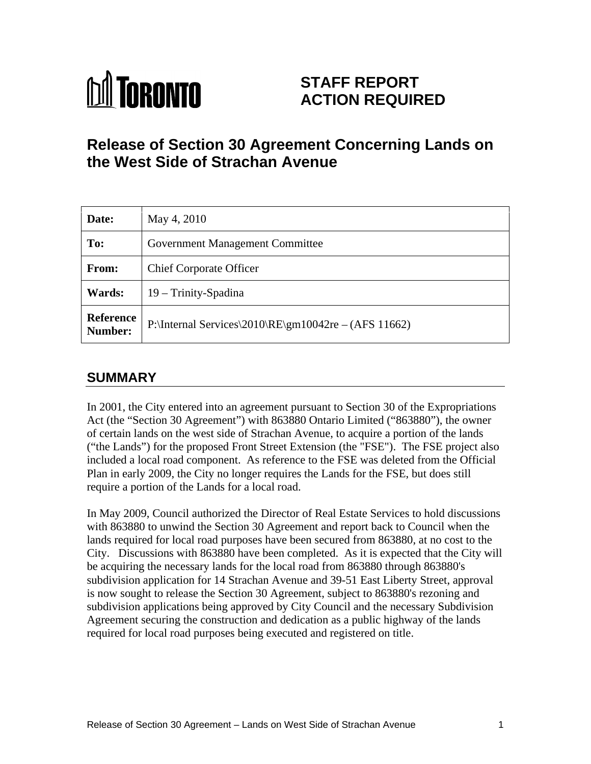**TORONTO**

# STAFF REPORT ACTION REQUIRED

# Release of Section 30 Agreement Concerning Lands on the West Side of Strachan Avenue

| | |
|---|---|
| **Date:** | May 4, 2010 |
| **To:** | Government Management Committee |
| **From:** | Chief Corporate Officer |
| **Wards:** | 19 – Trinity-Spadina |
| **Reference Number:** | P:\Internal Services\2010\RE\gm10042re – (AFS 11662) |

## SUMMARY

In 2001, the City entered into an agreement pursuant to Section 30 of the Expropriations Act (the "Section 30 Agreement") with 863880 Ontario Limited ("863880"), the owner of certain lands on the west side of Strachan Avenue, to acquire a portion of the lands ("the Lands") for the proposed Front Street Extension (the "FSE"). The FSE project also included a local road component. As reference to the FSE was deleted from the Official Plan in early 2009, the City no longer requires the Lands for the FSE, but does still require a portion of the Lands for a local road.

In May 2009, Council authorized the Director of Real Estate Services to hold discussions with 863880 to unwind the Section 30 Agreement and report back to Council when the lands required for local road purposes have been secured from 863880, at no cost to the City. Discussions with 863880 have been completed. As it is expected that the City will be acquiring the necessary lands for the local road from 863880 through 863880's subdivision application for 14 Strachan Avenue and 39-51 East Liberty Street, approval is now sought to release the Section 30 Agreement, subject to 863880's rezoning and subdivision applications being approved by City Council and the necessary Subdivision Agreement securing the construction and dedication as a public highway of the lands required for local road purposes being executed and registered on title.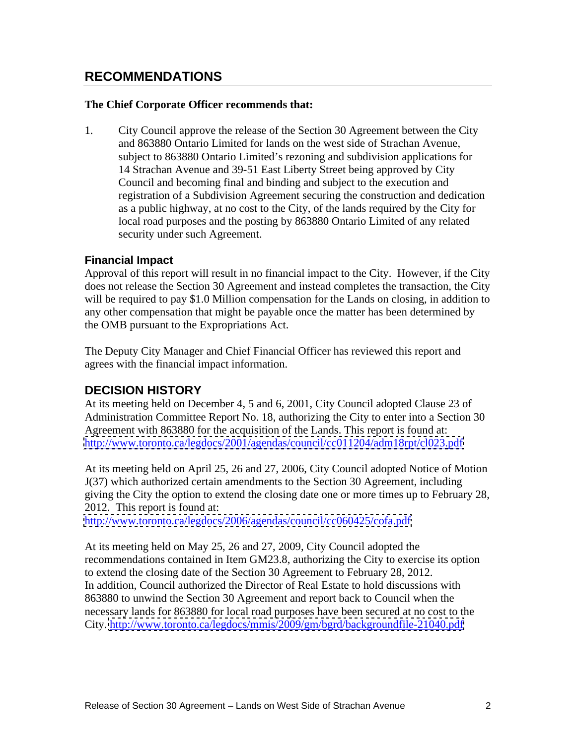## RECOMMENDATIONS

**The Chief Corporate Officer recommends that:**

1. City Council approve the release of the Section 30 Agreement between the City and 863880 Ontario Limited for lands on the west side of Strachan Avenue, subject to 863880 Ontario Limited's rezoning and subdivision applications for 14 Strachan Avenue and 39-51 East Liberty Street being approved by City Council and becoming final and binding and subject to the execution and registration of a Subdivision Agreement securing the construction and dedication as a public highway, at no cost to the City, of the lands required by the City for local road purposes and the posting by 863880 Ontario Limited of any related security under such Agreement.

### Financial Impact

Approval of this report will result in no financial impact to the City. However, if the City does not release the Section 30 Agreement and instead completes the transaction, the City will be required to pay $1.0 Million compensation for the Lands on closing, in addition to any other compensation that might be payable once the matter has been determined by the OMB pursuant to the Expropriations Act.

The Deputy City Manager and Chief Financial Officer has reviewed this report and agrees with the financial impact information.

## DECISION HISTORY

At its meeting held on December 4, 5 and 6, 2001, City Council adopted Clause 23 of Administration Committee Report No. 18, authorizing the City to enter into a Section 30 Agreement with 863880 for the acquisition of the Lands. This report is found at: http://www.toronto.ca/legdocs/2001/agendas/council/cc011204/adm18rpt/cl023.pdf

At its meeting held on April 25, 26 and 27, 2006, City Council adopted Notice of Motion J(37) which authorized certain amendments to the Section 30 Agreement, including giving the City the option to extend the closing date one or more times up to February 28, 2012. This report is found at: http://www.toronto.ca/legdocs/2006/agendas/council/cc060425/cofa.pdf

At its meeting held on May 25, 26 and 27, 2009, City Council adopted the recommendations contained in Item GM23.8, authorizing the City to exercise its option to extend the closing date of the Section 30 Agreement to February 28, 2012. In addition, Council authorized the Director of Real Estate to hold discussions with 863880 to unwind the Section 30 Agreement and report back to Council when the necessary lands for 863880 for local road purposes have been secured at no cost to the City. http://www.toronto.ca/legdocs/mmis/2009/gm/bgrd/backgroundfile-21040.pdf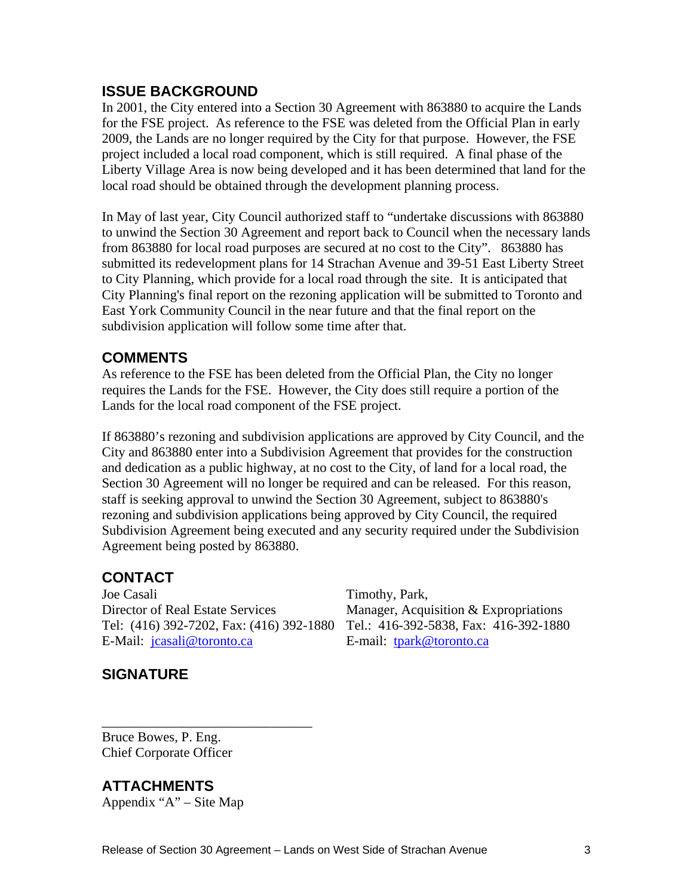## ISSUE BACKGROUND

In 2001, the City entered into a Section 30 Agreement with 863880 to acquire the Lands for the FSE project. As reference to the FSE was deleted from the Official Plan in early 2009, the Lands are no longer required by the City for that purpose. However, the FSE project included a local road component, which is still required. A final phase of the Liberty Village Area is now being developed and it has been determined that land for the local road should be obtained through the development planning process.

In May of last year, City Council authorized staff to "undertake discussions with 863880 to unwind the Section 30 Agreement and report back to Council when the necessary lands from 863880 for local road purposes are secured at no cost to the City". 863880 has submitted its redevelopment plans for 14 Strachan Avenue and 39-51 East Liberty Street to City Planning, which provide for a local road through the site. It is anticipated that City Planning's final report on the rezoning application will be submitted to Toronto and East York Community Council in the near future and that the final report on the subdivision application will follow some time after that.

## COMMENTS

As reference to the FSE has been deleted from the Official Plan, the City no longer requires the Lands for the FSE. However, the City does still require a portion of the Lands for the local road component of the FSE project.

If 863880's rezoning and subdivision applications are approved by City Council, and the City and 863880 enter into a Subdivision Agreement that provides for the construction and dedication as a public highway, at no cost to the City, of land for a local road, the Section 30 Agreement will no longer be required and can be released. For this reason, staff is seeking approval to unwind the Section 30 Agreement, subject to 863880's rezoning and subdivision applications being approved by City Council, the required Subdivision Agreement being executed and any security required under the Subdivision Agreement being posted by 863880.

## CONTACT

Joe Casali
Director of Real Estate Services
Tel: (416) 392-7202, Fax: (416) 392-1880
E-Mail: jcasali@toronto.ca

Timothy, Park,
Manager, Acquisition & Expropriations
Tel.: 416-392-5838, Fax: 416-392-1880
E-mail: tpark@toronto.ca

## SIGNATURE

_______________________________

Bruce Bowes, P. Eng.
Chief Corporate Officer

## ATTACHMENTS

Appendix "A" – Site Map